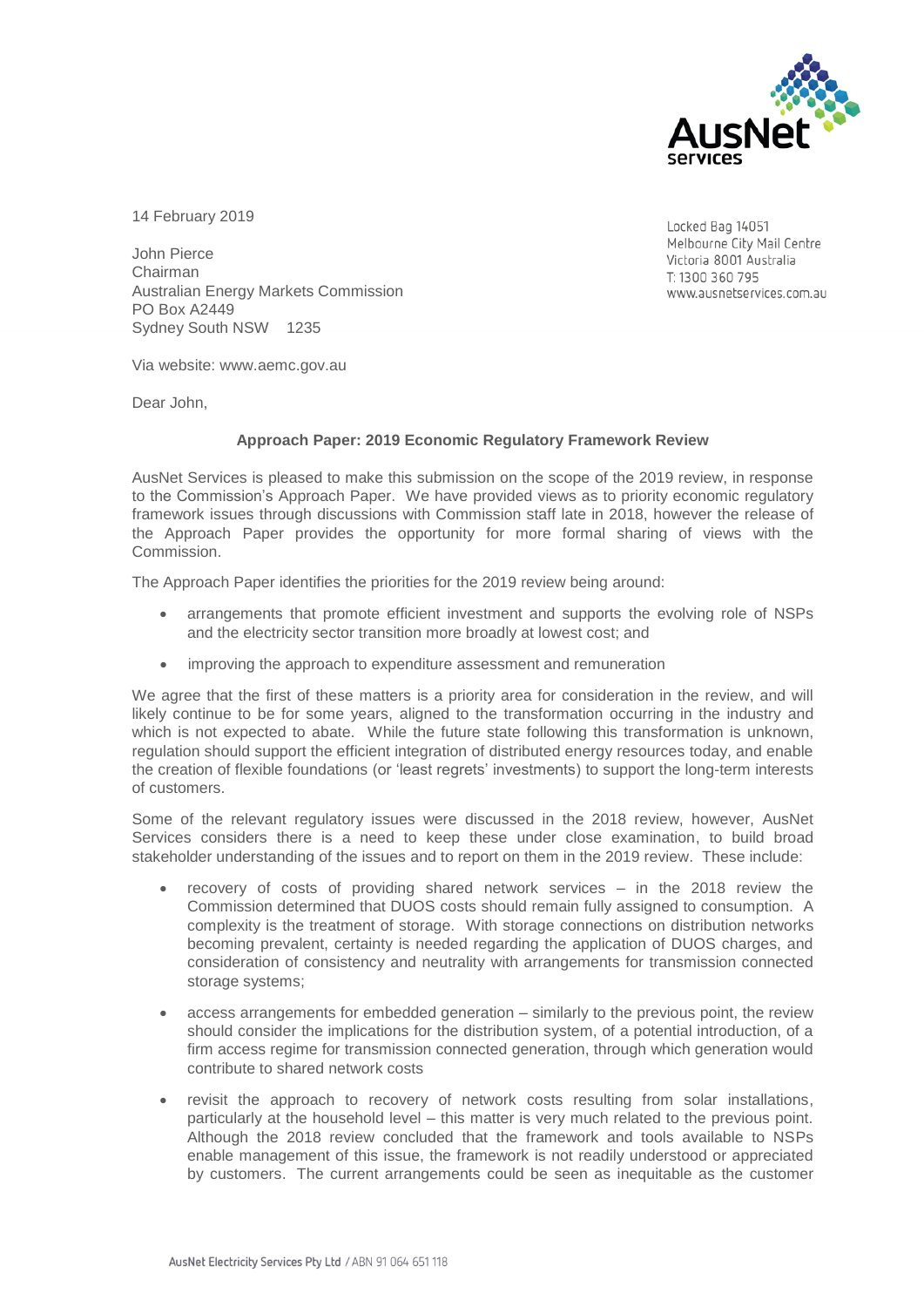14 February 2019

John Pierce
Chairman
Australian Energy Markets Commission
PO Box A2449
Sydney South NSW 1235

Locked Bag 14051
Melbourne City Mail Centre
Victoria 8001 Australia
T: 1300 360 795
www.ausnetservices.com.au

Via website: www.aemc.gov.au

Dear John,

**Approach Paper: 2019 Economic Regulatory Framework Review**

AusNet Services is pleased to make this submission on the scope of the 2019 review, in response to the Commission's Approach Paper. We have provided views as to priority economic regulatory framework issues through discussions with Commission staff late in 2018, however the release of the Approach Paper provides the opportunity for more formal sharing of views with the Commission.

The Approach Paper identifies the priorities for the 2019 review being around:

- arrangements that promote efficient investment and supports the evolving role of NSPs and the electricity sector transition more broadly at lowest cost; and
- improving the approach to expenditure assessment and remuneration

We agree that the first of these matters is a priority area for consideration in the review, and will likely continue to be for some years, aligned to the transformation occurring in the industry and which is not expected to abate. While the future state following this transformation is unknown, regulation should support the efficient integration of distributed energy resources today, and enable the creation of flexible foundations (or 'least regrets' investments) to support the long-term interests of customers.

Some of the relevant regulatory issues were discussed in the 2018 review, however, AusNet Services considers there is a need to keep these under close examination, to build broad stakeholder understanding of the issues and to report on them in the 2019 review. These include:

- recovery of costs of providing shared network services – in the 2018 review the Commission determined that DUOS costs should remain fully assigned to consumption. A complexity is the treatment of storage. With storage connections on distribution networks becoming prevalent, certainty is needed regarding the application of DUOS charges, and consideration of consistency and neutrality with arrangements for transmission connected storage systems;
- access arrangements for embedded generation – similarly to the previous point, the review should consider the implications for the distribution system, of a potential introduction, of a firm access regime for transmission connected generation, through which generation would contribute to shared network costs
- revisit the approach to recovery of network costs resulting from solar installations, particularly at the household level – this matter is very much related to the previous point. Although the 2018 review concluded that the framework and tools available to NSPs enable management of this issue, the framework is not readily understood or appreciated by customers. The current arrangements could be seen as inequitable as the customer

AusNet Electricity Services Pty Ltd / ABN 91 064 651 118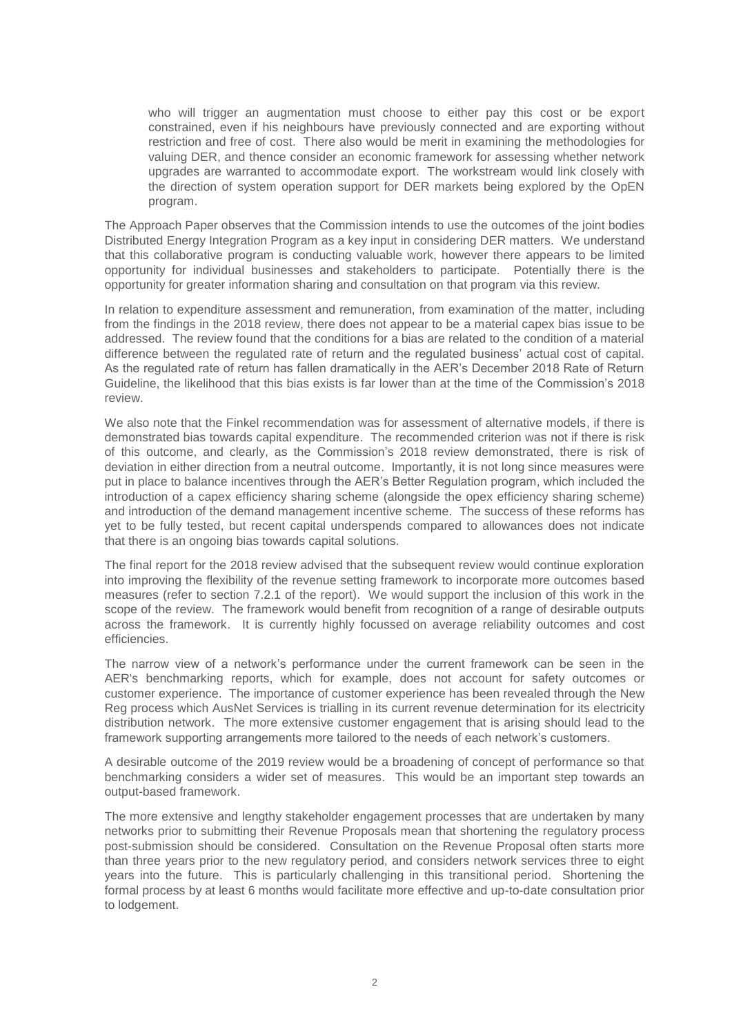> who will trigger an augmentation must choose to either pay this cost or be export constrained, even if his neighbours have previously connected and are exporting without restriction and free of cost. There also would be merit in examining the methodologies for valuing DER, and thence consider an economic framework for assessing whether network upgrades are warranted to accommodate export. The workstream would link closely with the direction of system operation support for DER markets being explored by the OpEN program.

The Approach Paper observes that the Commission intends to use the outcomes of the joint bodies Distributed Energy Integration Program as a key input in considering DER matters. We understand that this collaborative program is conducting valuable work, however there appears to be limited opportunity for individual businesses and stakeholders to participate. Potentially there is the opportunity for greater information sharing and consultation on that program via this review.

In relation to expenditure assessment and remuneration, from examination of the matter, including from the findings in the 2018 review, there does not appear to be a material capex bias issue to be addressed. The review found that the conditions for a bias are related to the condition of a material difference between the regulated rate of return and the regulated business' actual cost of capital. As the regulated rate of return has fallen dramatically in the AER's December 2018 Rate of Return Guideline, the likelihood that this bias exists is far lower than at the time of the Commission's 2018 review.

We also note that the Finkel recommendation was for assessment of alternative models, if there is demonstrated bias towards capital expenditure. The recommended criterion was not if there is risk of this outcome, and clearly, as the Commission's 2018 review demonstrated, there is risk of deviation in either direction from a neutral outcome. Importantly, it is not long since measures were put in place to balance incentives through the AER's Better Regulation program, which included the introduction of a capex efficiency sharing scheme (alongside the opex efficiency sharing scheme) and introduction of the demand management incentive scheme. The success of these reforms has yet to be fully tested, but recent capital underspends compared to allowances does not indicate that there is an ongoing bias towards capital solutions.

The final report for the 2018 review advised that the subsequent review would continue exploration into improving the flexibility of the revenue setting framework to incorporate more outcomes based measures (refer to section 7.2.1 of the report). We would support the inclusion of this work in the scope of the review. The framework would benefit from recognition of a range of desirable outputs across the framework. It is currently highly focussed on average reliability outcomes and cost efficiencies.

The narrow view of a network's performance under the current framework can be seen in the AER's benchmarking reports, which for example, does not account for safety outcomes or customer experience. The importance of customer experience has been revealed through the New Reg process which AusNet Services is trialling in its current revenue determination for its electricity distribution network. The more extensive customer engagement that is arising should lead to the framework supporting arrangements more tailored to the needs of each network's customers.

A desirable outcome of the 2019 review would be a broadening of concept of performance so that benchmarking considers a wider set of measures. This would be an important step towards an output-based framework.

The more extensive and lengthy stakeholder engagement processes that are undertaken by many networks prior to submitting their Revenue Proposals mean that shortening the regulatory process post-submission should be considered. Consultation on the Revenue Proposal often starts more than three years prior to the new regulatory period, and considers network services three to eight years into the future. This is particularly challenging in this transitional period. Shortening the formal process by at least 6 months would facilitate more effective and up-to-date consultation prior to lodgement.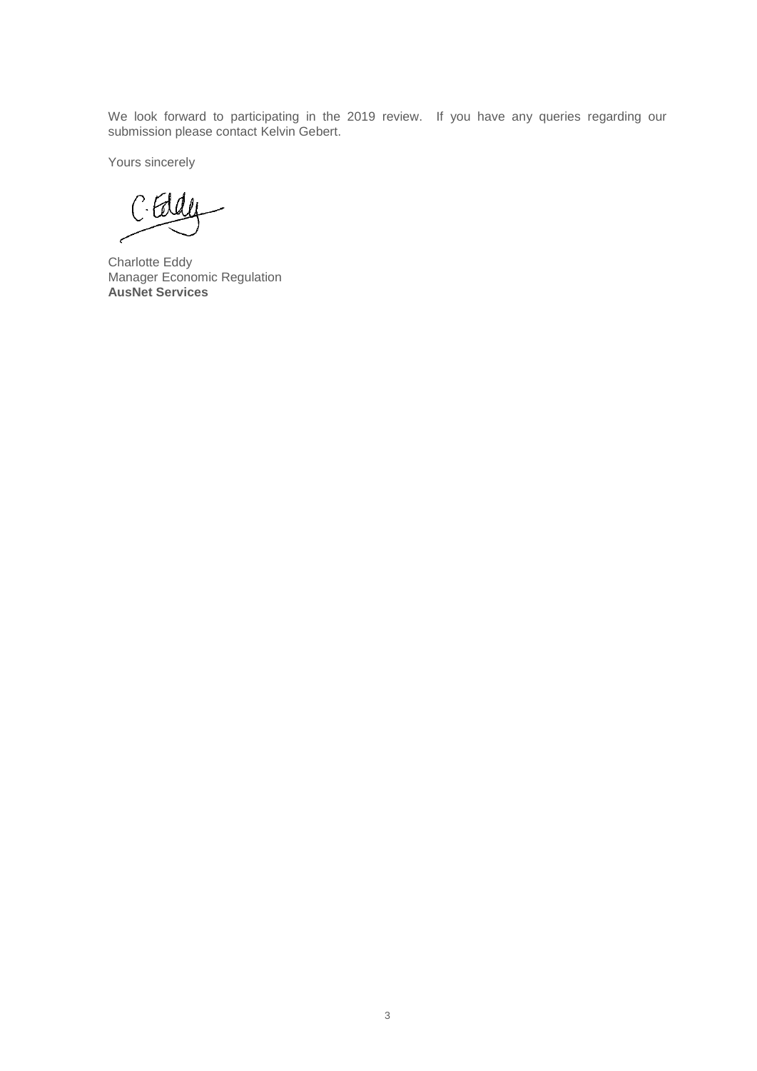We look forward to participating in the 2019 review. If you have any queries regarding our submission please contact Kelvin Gebert.

Yours sincerely

Charlotte Eddy  
Manager Economic Regulation  
**AusNet Services**